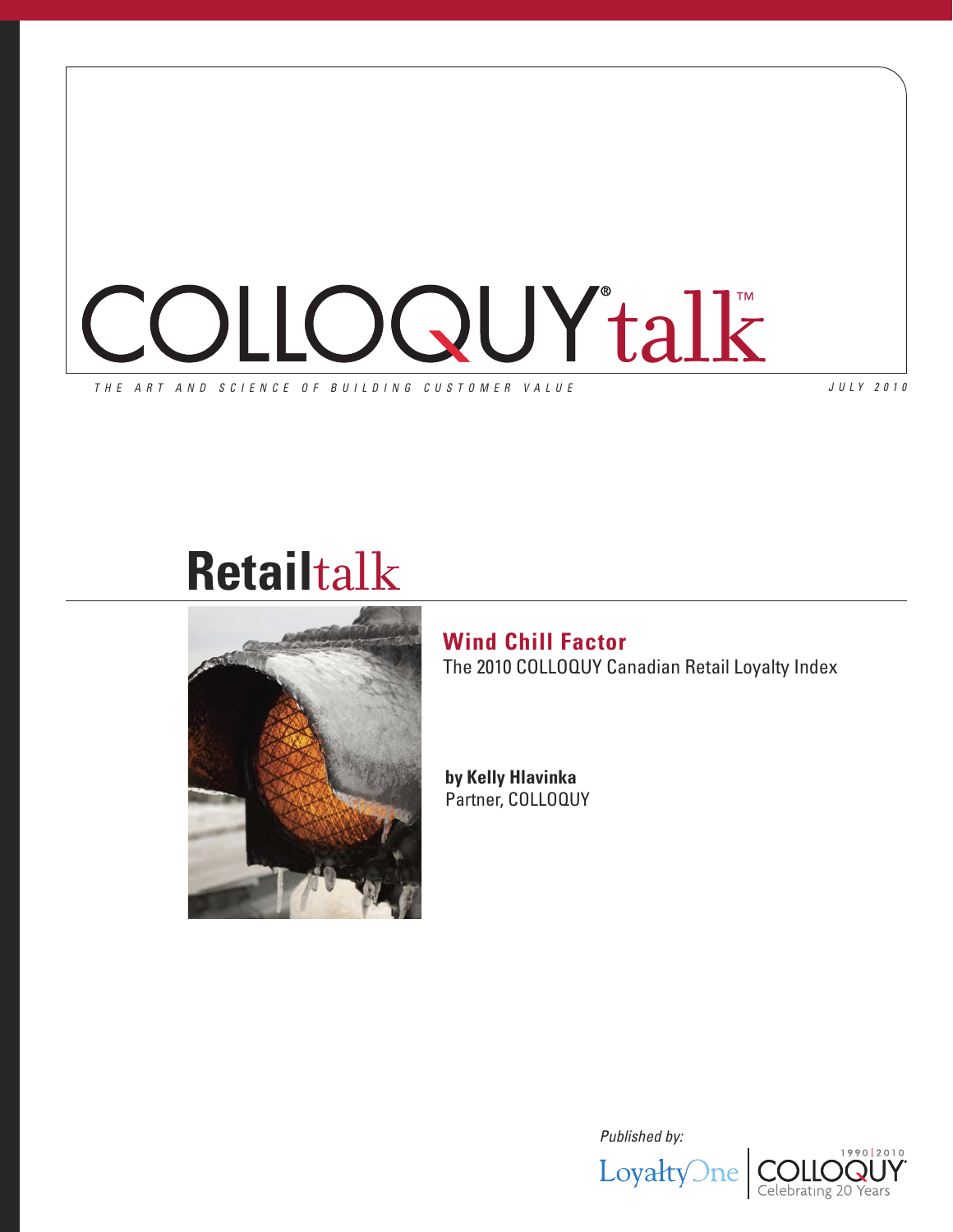# COLLOQUY® talk™

*THE ART AND SCIENCE OF BUILDING CUSTOMER VALUE*

*JULY 2010*

## Retailtalk

### Wind Chill Factor

The 2010 COLLOQUY Canadian Retail Loyalty Index

**by Kelly Hlavinka**
Partner, COLLOQUY

*Published by:*

LoyaltyOne | COLLOQUY 1990|2010 Celebrating 20 Years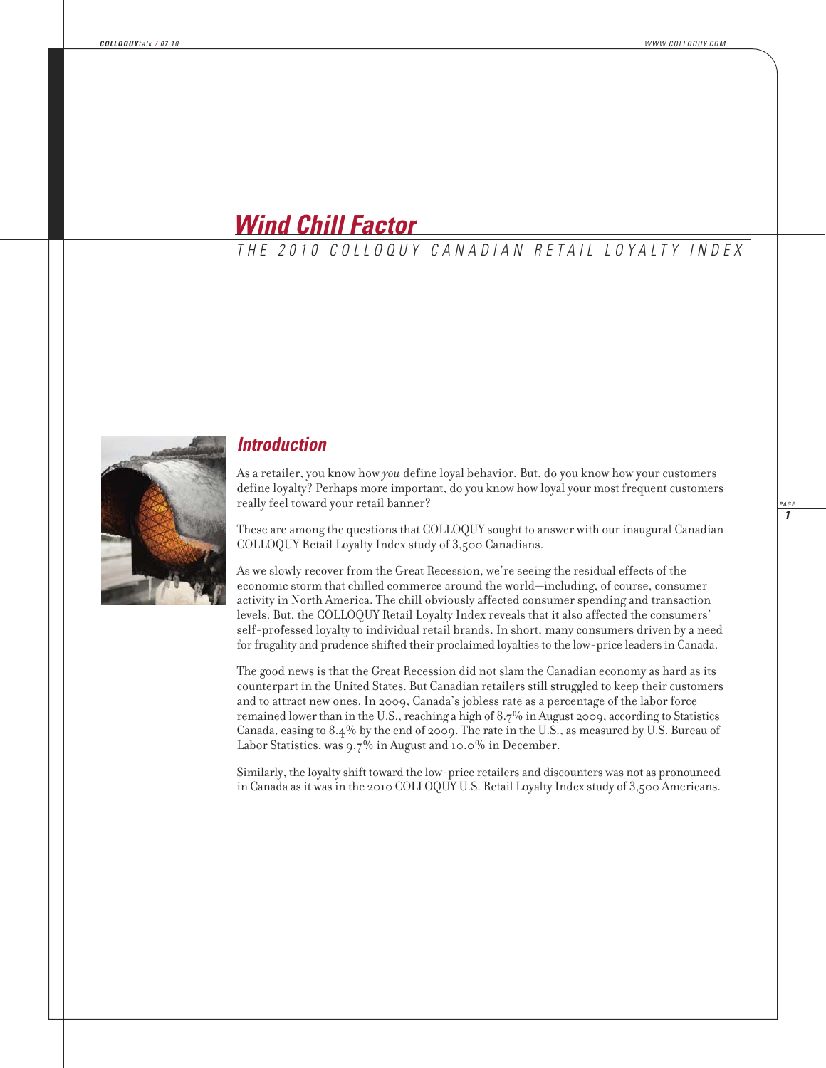# *Wind Chill Factor*

## THE 2010 COLLOQUY CANADIAN RETAIL LOYALTY INDEX

### *Introduction*

As a retailer, you know how *you* define loyal behavior. But, do you know how your customers define loyalty? Perhaps more important, do you know how loyal your most frequent customers really feel toward your retail banner?

These are among the questions that COLLOQUY sought to answer with our inaugural Canadian COLLOQUY Retail Loyalty Index study of 3,500 Canadians.

As we slowly recover from the Great Recession, we're seeing the residual effects of the economic storm that chilled commerce around the world—including, of course, consumer activity in North America. The chill obviously affected consumer spending and transaction levels. But, the COLLOQUY Retail Loyalty Index reveals that it also affected the consumers' self-professed loyalty to individual retail brands. In short, many consumers driven by a need for frugality and prudence shifted their proclaimed loyalties to the low-price leaders in Canada.

The good news is that the Great Recession did not slam the Canadian economy as hard as its counterpart in the United States. But Canadian retailers still struggled to keep their customers and to attract new ones. In 2009, Canada's jobless rate as a percentage of the labor force remained lower than in the U.S., reaching a high of 8.7% in August 2009, according to Statistics Canada, easing to 8.4% by the end of 2009. The rate in the U.S., as measured by U.S. Bureau of Labor Statistics, was 9.7% in August and 10.0% in December.

Similarly, the loyalty shift toward the low-price retailers and discounters was not as pronounced in Canada as it was in the 2010 COLLOQUY U.S. Retail Loyalty Index study of 3,500 Americans.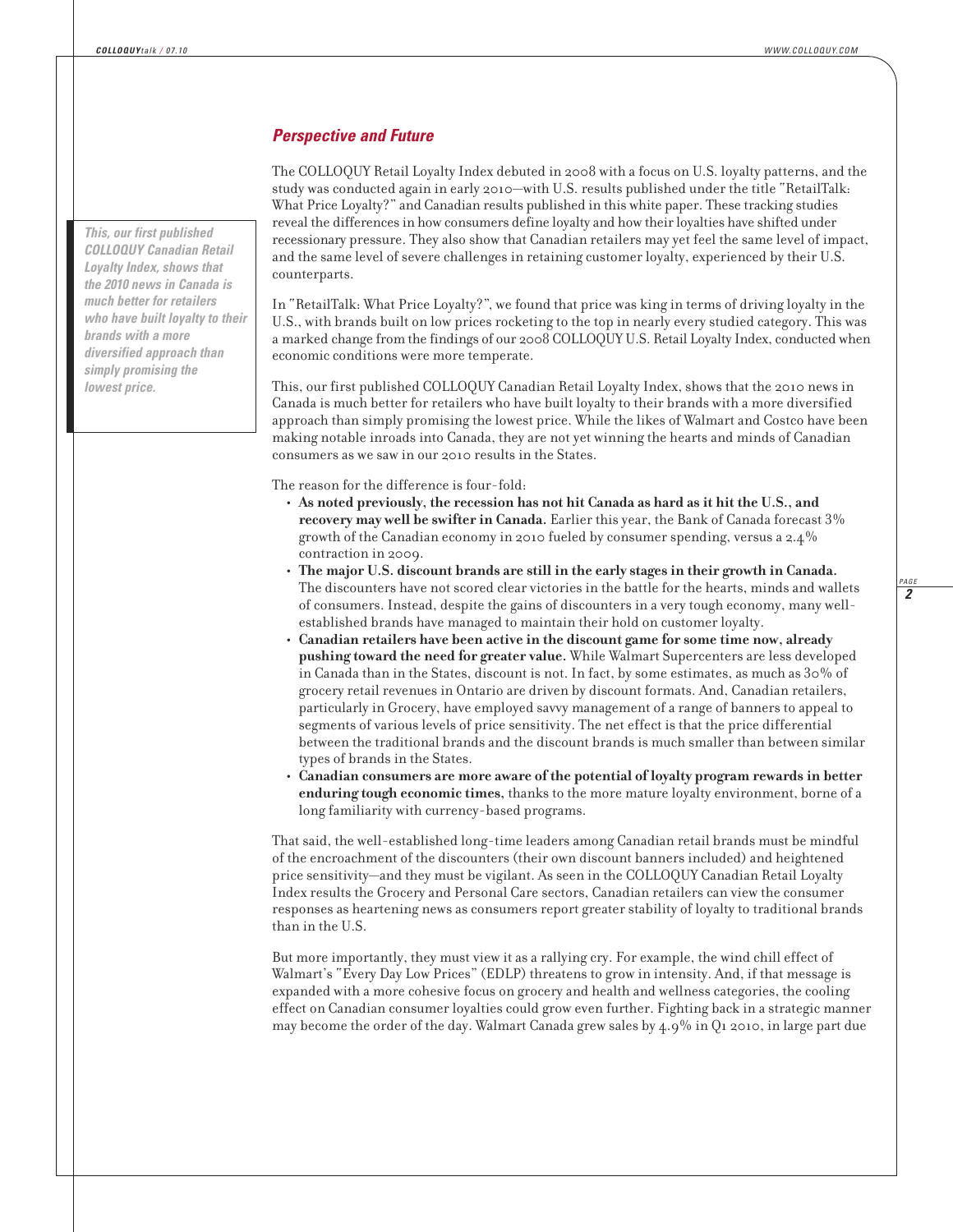## *Perspective and Future*

The COLLOQUY Retail Loyalty Index debuted in 2008 with a focus on U.S. loyalty patterns, and the study was conducted again in early 2010—with U.S. results published under the title "RetailTalk: What Price Loyalty?" and Canadian results published in this white paper. These tracking studies reveal the differences in how consumers define loyalty and how their loyalties have shifted under recessionary pressure. They also show that Canadian retailers may yet feel the same level of impact, and the same level of severe challenges in retaining customer loyalty, experienced by their U.S. counterparts.

*This, our first published COLLOQUY Canadian Retail Loyalty Index, shows that the 2010 news in Canada is much better for retailers who have built loyalty to their brands with a more diversified approach than simply promising the lowest price.*

In "RetailTalk: What Price Loyalty?", we found that price was king in terms of driving loyalty in the U.S., with brands built on low prices rocketing to the top in nearly every studied category. This was a marked change from the findings of our 2008 COLLOQUY U.S. Retail Loyalty Index, conducted when economic conditions were more temperate.

This, our first published COLLOQUY Canadian Retail Loyalty Index, shows that the 2010 news in Canada is much better for retailers who have built loyalty to their brands with a more diversified approach than simply promising the lowest price. While the likes of Walmart and Costco have been making notable inroads into Canada, they are not yet winning the hearts and minds of Canadian consumers as we saw in our 2010 results in the States.

The reason for the difference is four-fold:

- **As noted previously, the recession has not hit Canada as hard as it hit the U.S., and recovery may well be swifter in Canada.** Earlier this year, the Bank of Canada forecast 3% growth of the Canadian economy in 2010 fueled by consumer spending, versus a 2.4% contraction in 2009.
- **The major U.S. discount brands are still in the early stages in their growth in Canada.** The discounters have not scored clear victories in the battle for the hearts, minds and wallets of consumers. Instead, despite the gains of discounters in a very tough economy, many well-established brands have managed to maintain their hold on customer loyalty.
- **Canadian retailers have been active in the discount game for some time now, already pushing toward the need for greater value.** While Walmart Supercenters are less developed in Canada than in the States, discount is not. In fact, by some estimates, as much as 30% of grocery retail revenues in Ontario are driven by discount formats. And, Canadian retailers, particularly in Grocery, have employed savvy management of a range of banners to appeal to segments of various levels of price sensitivity. The net effect is that the price differential between the traditional brands and the discount brands is much smaller than between similar types of brands in the States.
- **Canadian consumers are more aware of the potential of loyalty program rewards in better enduring tough economic times,** thanks to the more mature loyalty environment, borne of a long familiarity with currency-based programs.

That said, the well-established long-time leaders among Canadian retail brands must be mindful of the encroachment of the discounters (their own discount banners included) and heightened price sensitivity—and they must be vigilant. As seen in the COLLOQUY Canadian Retail Loyalty Index results the Grocery and Personal Care sectors, Canadian retailers can view the consumer responses as heartening news as consumers report greater stability of loyalty to traditional brands than in the U.S.

But more importantly, they must view it as a rallying cry. For example, the wind chill effect of Walmart's "Every Day Low Prices" (EDLP) threatens to grow in intensity. And, if that message is expanded with a more cohesive focus on grocery and health and wellness categories, the cooling effect on Canadian consumer loyalties could grow even further. Fighting back in a strategic manner may become the order of the day. Walmart Canada grew sales by 4.9% in Q1 2010, in large part due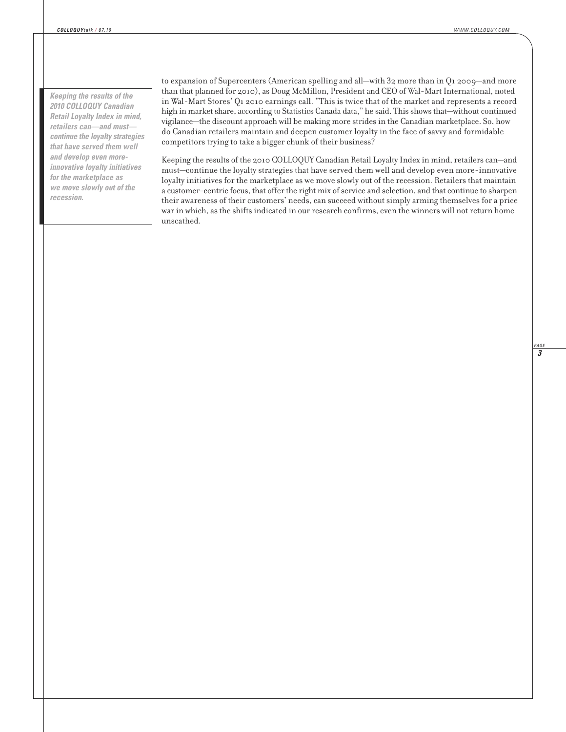> *Keeping the results of the 2010 COLLOQUY Canadian Retail Loyalty Index in mind, retailers can—and must—continue the loyalty strategies that have served them well and develop even more-innovative loyalty initiatives for the marketplace as we move slowly out of the recession.*

to expansion of Supercenters (American spelling and all—with 32 more than in Q1 2009—and more than that planned for 2010), as Doug McMillon, President and CEO of Wal-Mart International, noted in Wal-Mart Stores' Q1 2010 earnings call. "This is twice that of the market and represents a record high in market share, according to Statistics Canada data," he said. This shows that—without continued vigilance—the discount approach will be making more strides in the Canadian marketplace. So, how do Canadian retailers maintain and deepen customer loyalty in the face of savvy and formidable competitors trying to take a bigger chunk of their business?

Keeping the results of the 2010 COLLOQUY Canadian Retail Loyalty Index in mind, retailers can—and must—continue the loyalty strategies that have served them well and develop even more-innovative loyalty initiatives for the marketplace as we move slowly out of the recession. Retailers that maintain a customer-centric focus, that offer the right mix of service and selection, and that continue to sharpen their awareness of their customers' needs, can succeed without simply arming themselves for a price war in which, as the shifts indicated in our research confirms, even the winners will not return home unscathed.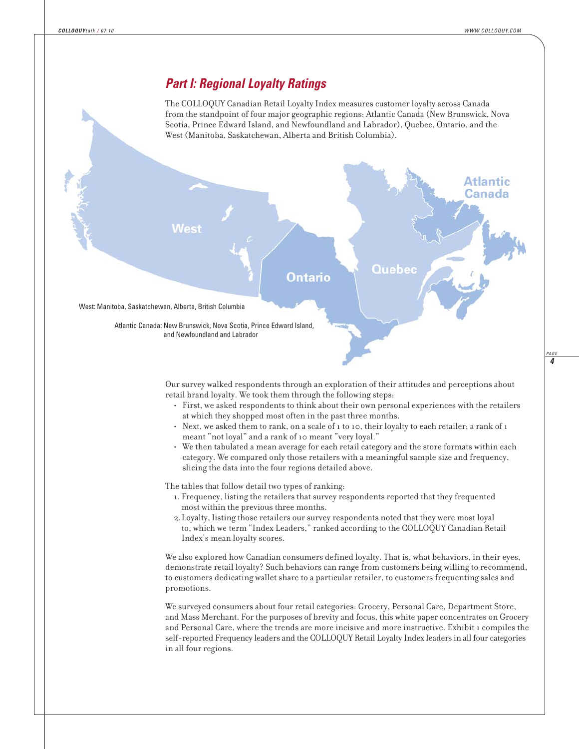## *Part I: Regional Loyalty Ratings*

The COLLOQUY Canadian Retail Loyalty Index measures customer loyalty across Canada from the standpoint of four major geographic regions: Atlantic Canada (New Brunswick, Nova Scotia, Prince Edward Island, and Newfoundland and Labrador), Quebec, Ontario, and the West (Manitoba, Saskatchewan, Alberta and British Columbia).

West

Ontario

Quebec

Atlantic Canada

West: Manitoba, Saskatchewan, Alberta, British Columbia

Atlantic Canada: New Brunswick, Nova Scotia, Prince Edward Island, and Newfoundland and Labrador

Our survey walked respondents through an exploration of their attitudes and perceptions about retail brand loyalty. We took them through the following steps:

- First, we asked respondents to think about their own personal experiences with the retailers at which they shopped most often in the past three months.
- Next, we asked them to rank, on a scale of 1 to 10, their loyalty to each retailer; a rank of 1 meant "not loyal" and a rank of 10 meant "very loyal."
- We then tabulated a mean average for each retail category and the store formats within each category. We compared only those retailers with a meaningful sample size and frequency, slicing the data into the four regions detailed above.

The tables that follow detail two types of ranking:

1. Frequency, listing the retailers that survey respondents reported that they frequented most within the previous three months.
2. Loyalty, listing those retailers our survey respondents noted that they were most loyal to, which we term "Index Leaders," ranked according to the COLLOQUY Canadian Retail Index's mean loyalty scores.

We also explored how Canadian consumers defined loyalty. That is, what behaviors, in their eyes, demonstrate retail loyalty? Such behaviors can range from customers being willing to recommend, to customers dedicating wallet share to a particular retailer, to customers frequenting sales and promotions.

We surveyed consumers about four retail categories: Grocery, Personal Care, Department Store, and Mass Merchant. For the purposes of brevity and focus, this white paper concentrates on Grocery and Personal Care, where the trends are more incisive and more instructive. Exhibit 1 compiles the self-reported Frequency leaders and the COLLOQUY Retail Loyalty Index leaders in all four categories in all four regions.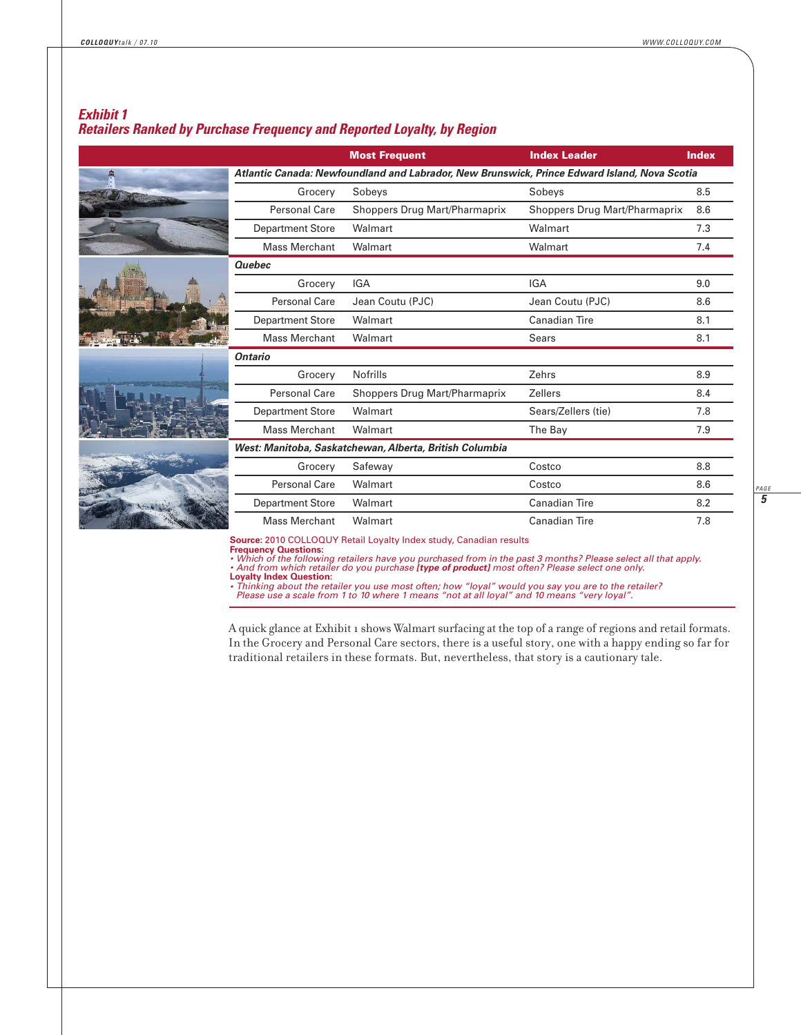## *Exhibit 1*
## *Retailers Ranked by Purchase Frequency and Reported Loyalty, by Region*

| | Most Frequent | Index Leader | Index |
|---|---|---|---|
| ***Atlantic Canada: Newfoundland and Labrador, New Brunswick, Prince Edward Island, Nova Scotia*** | | | |
| Grocery | Sobeys | Sobeys | 8.5 |
| Personal Care | Shoppers Drug Mart/Pharmaprix | Shoppers Drug Mart/Pharmaprix | 8.6 |
| Department Store | Walmart | Walmart | 7.3 |
| Mass Merchant | Walmart | Walmart | 7.4 |
| ***Quebec*** | | | |
| Grocery | IGA | IGA | 9.0 |
| Personal Care | Jean Coutu (PJC) | Jean Coutu (PJC) | 8.6 |
| Department Store | Walmart | Canadian Tire | 8.1 |
| Mass Merchant | Walmart | Sears | 8.1 |
| ***Ontario*** | | | |
| Grocery | Nofrills | Zehrs | 8.9 |
| Personal Care | Shoppers Drug Mart/Pharmaprix | Zellers | 8.4 |
| Department Store | Walmart | Sears/Zellers (tie) | 7.8 |
| Mass Merchant | Walmart | The Bay | 7.9 |
| ***West: Manitoba, Saskatchewan, Alberta, British Columbia*** | | | |
| Grocery | Safeway | Costco | 8.8 |
| Personal Care | Walmart | Costco | 8.6 |
| Department Store | Walmart | Canadian Tire | 8.2 |
| Mass Merchant | Walmart | Canadian Tire | 7.8 |

**Source:** 2010 COLLOQUY Retail Loyalty Index study, Canadian results
**Frequency Questions:**
- *Which of the following retailers have you purchased from in the past 3 months? Please select all that apply.*
- *And from which retailer do you purchase **[type of product]** most often? Please select one only.*

**Loyalty Index Question:**
- *Thinking about the retailer you use most often; how "loyal" would you say you are to the retailer? Please use a scale from 1 to 10 where 1 means "not at all loyal" and 10 means "very loyal".*

A quick glance at Exhibit 1 shows Walmart surfacing at the top of a range of regions and retail formats. In the Grocery and Personal Care sectors, there is a useful story, one with a happy ending so far for traditional retailers in these formats. But, nevertheless, that story is a cautionary tale.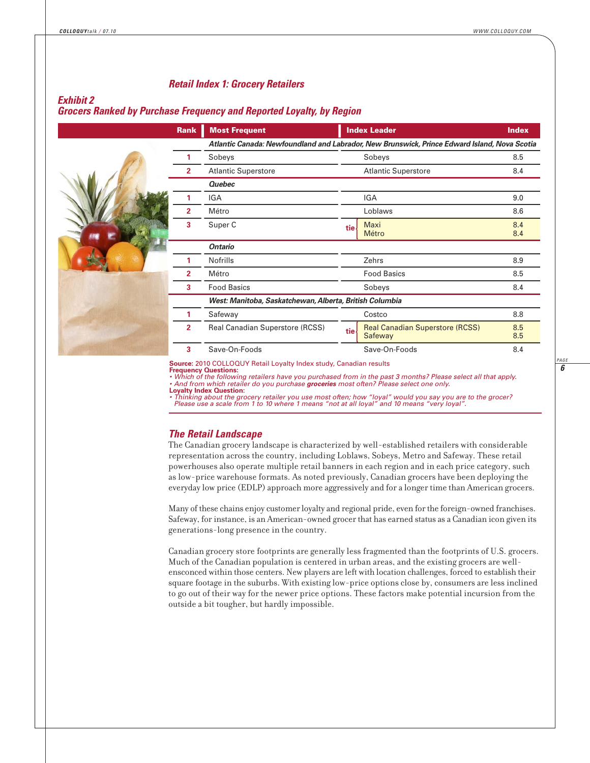### Retail Index 1: Grocery Retailers

### Exhibit 2
### Grocers Ranked by Purchase Frequency and Reported Loyalty, by Region

| Rank | Most Frequent | | Index Leader | Index |
|---|---|---|---|---|
| | ***Atlantic Canada: Newfoundland and Labrador, New Brunswick, Prince Edward Island, Nova Scotia*** | | | |
| 1 | Sobeys | | Sobeys | 8.5 |
| 2 | Atlantic Superstore | | Atlantic Superstore | 8.4 |
| | ***Quebec*** | | | |
| 1 | IGA | | IGA | 9.0 |
| 2 | Métro | | Loblaws | 8.6 |
| 3 | Super C | tie | Maxi<br>Métro | 8.4<br>8.4 |
| | ***Ontario*** | | | |
| 1 | Nofrills | | Zehrs | 8.9 |
| 2 | Métro | | Food Basics | 8.5 |
| 3 | Food Basics | | Sobeys | 8.4 |
| | ***West: Manitoba, Saskatchewan, Alberta, British Columbia*** | | | |
| 1 | Safeway | | Costco | 8.8 |
| 2 | Real Canadian Superstore (RCSS) | tie | Real Canadian Superstore (RCSS)<br>Safeway | 8.5<br>8.5 |
| 3 | Save-On-Foods | | Save-On-Foods | 8.4 |

**Source:** 2010 COLLOQUY Retail Loyalty Index study, Canadian results
**Frequency Questions:**
- *Which of the following retailers have you purchased from in the past 3 months? Please select all that apply.*
- *And from which retailer do you purchase **groceries** most often? Please select one only.*

**Loyalty Index Question:**
- *Thinking about the grocery retailer you use most often; how "loyal" would you say you are to the grocer? Please use a scale from 1 to 10 where 1 means "not at all loyal" and 10 means "very loyal".*

### The Retail Landscape

The Canadian grocery landscape is characterized by well-established retailers with considerable representation across the country, including Loblaws, Sobeys, Metro and Safeway. These retail powerhouses also operate multiple retail banners in each region and in each price category, such as low-price warehouse formats. As noted previously, Canadian grocers have been deploying the everyday low price (EDLP) approach more aggressively and for a longer time than American grocers.

Many of these chains enjoy customer loyalty and regional pride, even for the foreign-owned franchises. Safeway, for instance, is an American-owned grocer that has earned status as a Canadian icon given its generations-long presence in the country.

Canadian grocery store footprints are generally less fragmented than the footprints of U.S. grocers. Much of the Canadian population is centered in urban areas, and the existing grocers are well-ensconced within those centers. New players are left with location challenges, forced to establish their square footage in the suburbs. With existing low-price options close by, consumers are less inclined to go out of their way for the newer price options. These factors make potential incursion from the outside a bit tougher, but hardly impossible.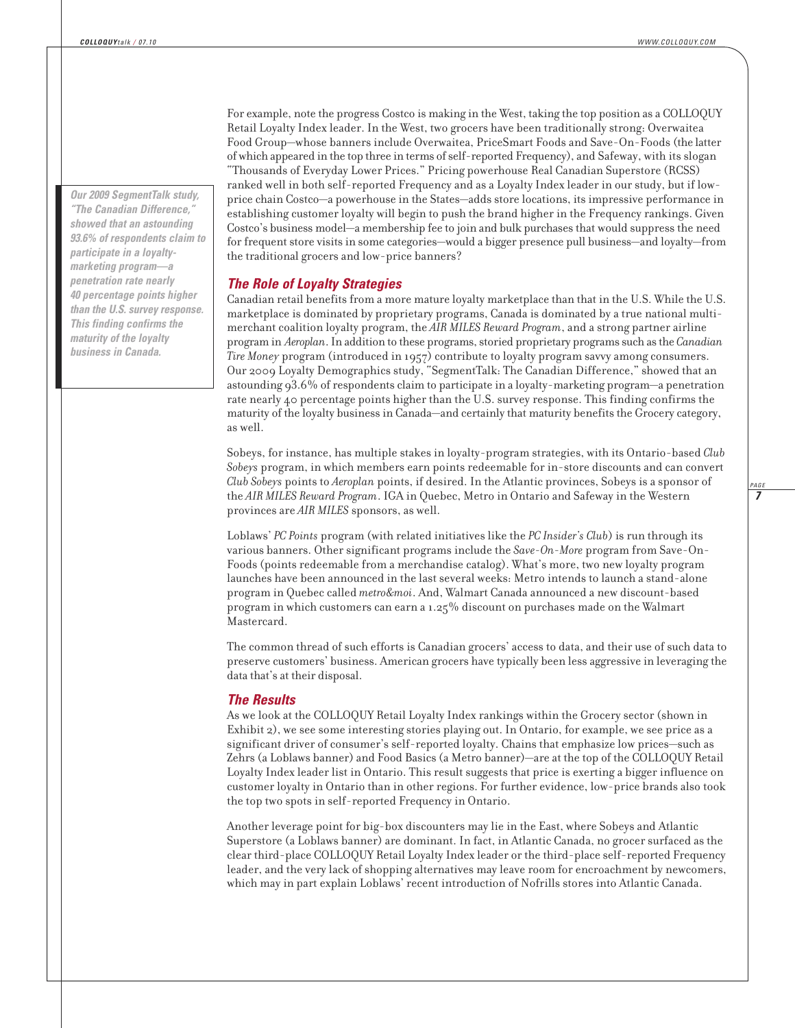For example, note the progress Costco is making in the West, taking the top position as a COLLOQUY Retail Loyalty Index leader. In the West, two grocers have been traditionally strong: Overwaitea Food Group—whose banners include Overwaitea, PriceSmart Foods and Save-On-Foods (the latter of which appeared in the top three in terms of self-reported Frequency), and Safeway, with its slogan "Thousands of Everyday Lower Prices." Pricing powerhouse Real Canadian Superstore (RCSS) ranked well in both self-reported Frequency and as a Loyalty Index leader in our study, but if low-price chain Costco—a powerhouse in the States—adds store locations, its impressive performance in establishing customer loyalty will begin to push the brand higher in the Frequency rankings. Given Costco's business model—a membership fee to join and bulk purchases that would suppress the need for frequent store visits in some categories—would a bigger presence pull business—and loyalty—from the traditional grocers and low-price banners?

***Our 2009 SegmentTalk study, "The Canadian Difference," showed that an astounding 93.6% of respondents claim to participate in a loyalty-marketing program—a penetration rate nearly 40 percentage points higher than the U.S. survey response. This finding confirms the maturity of the loyalty business in Canada.***

### The Role of Loyalty Strategies

Canadian retail benefits from a more mature loyalty marketplace than that in the U.S. While the U.S. marketplace is dominated by proprietary programs, Canada is dominated by a true national multi-merchant coalition loyalty program, the *AIR MILES Reward Program*, and a strong partner airline program in *Aeroplan*. In addition to these programs, storied proprietary programs such as the *Canadian Tire Money* program (introduced in 1957) contribute to loyalty program savvy among consumers. Our 2009 Loyalty Demographics study, "SegmentTalk: The Canadian Difference," showed that an astounding 93.6% of respondents claim to participate in a loyalty-marketing program—a penetration rate nearly 40 percentage points higher than the U.S. survey response. This finding confirms the maturity of the loyalty business in Canada—and certainly that maturity benefits the Grocery category, as well.

Sobeys, for instance, has multiple stakes in loyalty-program strategies, with its Ontario-based *Club Sobeys* program, in which members earn points redeemable for in-store discounts and can convert *Club Sobeys* points to *Aeroplan* points, if desired. In the Atlantic provinces, Sobeys is a sponsor of the *AIR MILES Reward Program*. IGA in Quebec, Metro in Ontario and Safeway in the Western provinces are *AIR MILES* sponsors, as well.

Loblaws' *PC Points* program (with related initiatives like the *PC Insider's Club*) is run through its various banners. Other significant programs include the *Save-On-More* program from Save-On-Foods (points redeemable from a merchandise catalog). What's more, two new loyalty program launches have been announced in the last several weeks: Metro intends to launch a stand-alone program in Quebec called *metro&moi*. And, Walmart Canada announced a new discount-based program in which customers can earn a 1.25% discount on purchases made on the Walmart Mastercard.

The common thread of such efforts is Canadian grocers' access to data, and their use of such data to preserve customers' business. American grocers have typically been less aggressive in leveraging the data that's at their disposal.

### The Results

As we look at the COLLOQUY Retail Loyalty Index rankings within the Grocery sector (shown in Exhibit 2), we see some interesting stories playing out. In Ontario, for example, we see price as a significant driver of consumer's self-reported loyalty. Chains that emphasize low prices—such as Zehrs (a Loblaws banner) and Food Basics (a Metro banner)—are at the top of the COLLOQUY Retail Loyalty Index leader list in Ontario. This result suggests that price is exerting a bigger influence on customer loyalty in Ontario than in other regions. For further evidence, low-price brands also took the top two spots in self-reported Frequency in Ontario.

Another leverage point for big-box discounters may lie in the East, where Sobeys and Atlantic Superstore (a Loblaws banner) are dominant. In fact, in Atlantic Canada, no grocer surfaced as the clear third-place COLLOQUY Retail Loyalty Index leader or the third-place self-reported Frequency leader, and the very lack of shopping alternatives may leave room for encroachment by newcomers, which may in part explain Loblaws' recent introduction of Nofrills stores into Atlantic Canada.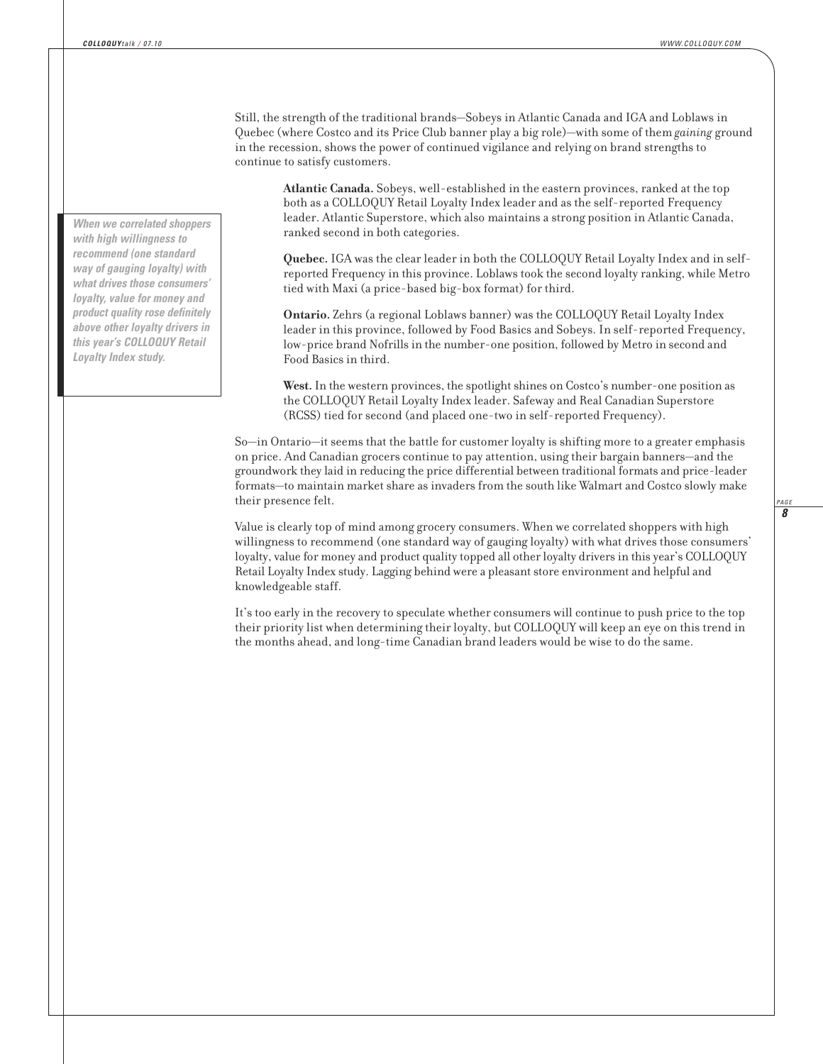Still, the strength of the traditional brands—Sobeys in Atlantic Canada and IGA and Loblaws in Quebec (where Costco and its Price Club banner play a big role)—with some of them *gaining* ground in the recession, shows the power of continued vigilance and relying on brand strengths to continue to satisfy customers.

> **Atlantic Canada.** Sobeys, well-established in the eastern provinces, ranked at the top both as a COLLOQUY Retail Loyalty Index leader and as the self-reported Frequency leader. Atlantic Superstore, which also maintains a strong position in Atlantic Canada, ranked second in both categories.
>
> **Quebec.** IGA was the clear leader in both the COLLOQUY Retail Loyalty Index and in self-reported Frequency in this province. Loblaws took the second loyalty ranking, while Metro tied with Maxi (a price-based big-box format) for third.
>
> **Ontario.** Zehrs (a regional Loblaws banner) was the COLLOQUY Retail Loyalty Index leader in this province, followed by Food Basics and Sobeys. In self-reported Frequency, low-price brand Nofrills in the number-one position, followed by Metro in second and Food Basics in third.
>
> **West.** In the western provinces, the spotlight shines on Costco's number-one position as the COLLOQUY Retail Loyalty Index leader. Safeway and Real Canadian Superstore (RCSS) tied for second (and placed one-two in self-reported Frequency).

***When we correlated shoppers with high willingness to recommend (one standard way of gauging loyalty) with what drives those consumers' loyalty, value for money and product quality rose definitely above other loyalty drivers in this year's COLLOQUY Retail Loyalty Index study.***

So—in Ontario—it seems that the battle for customer loyalty is shifting more to a greater emphasis on price. And Canadian grocers continue to pay attention, using their bargain banners—and the groundwork they laid in reducing the price differential between traditional formats and price-leader formats—to maintain market share as invaders from the south like Walmart and Costco slowly make their presence felt.

Value is clearly top of mind among grocery consumers. When we correlated shoppers with high willingness to recommend (one standard way of gauging loyalty) with what drives those consumers' loyalty, value for money and product quality topped all other loyalty drivers in this year's COLLOQUY Retail Loyalty Index study. Lagging behind were a pleasant store environment and helpful and knowledgeable staff.

It's too early in the recovery to speculate whether consumers will continue to push price to the top their priority list when determining their loyalty, but COLLOQUY will keep an eye on this trend in the months ahead, and long-time Canadian brand leaders would be wise to do the same.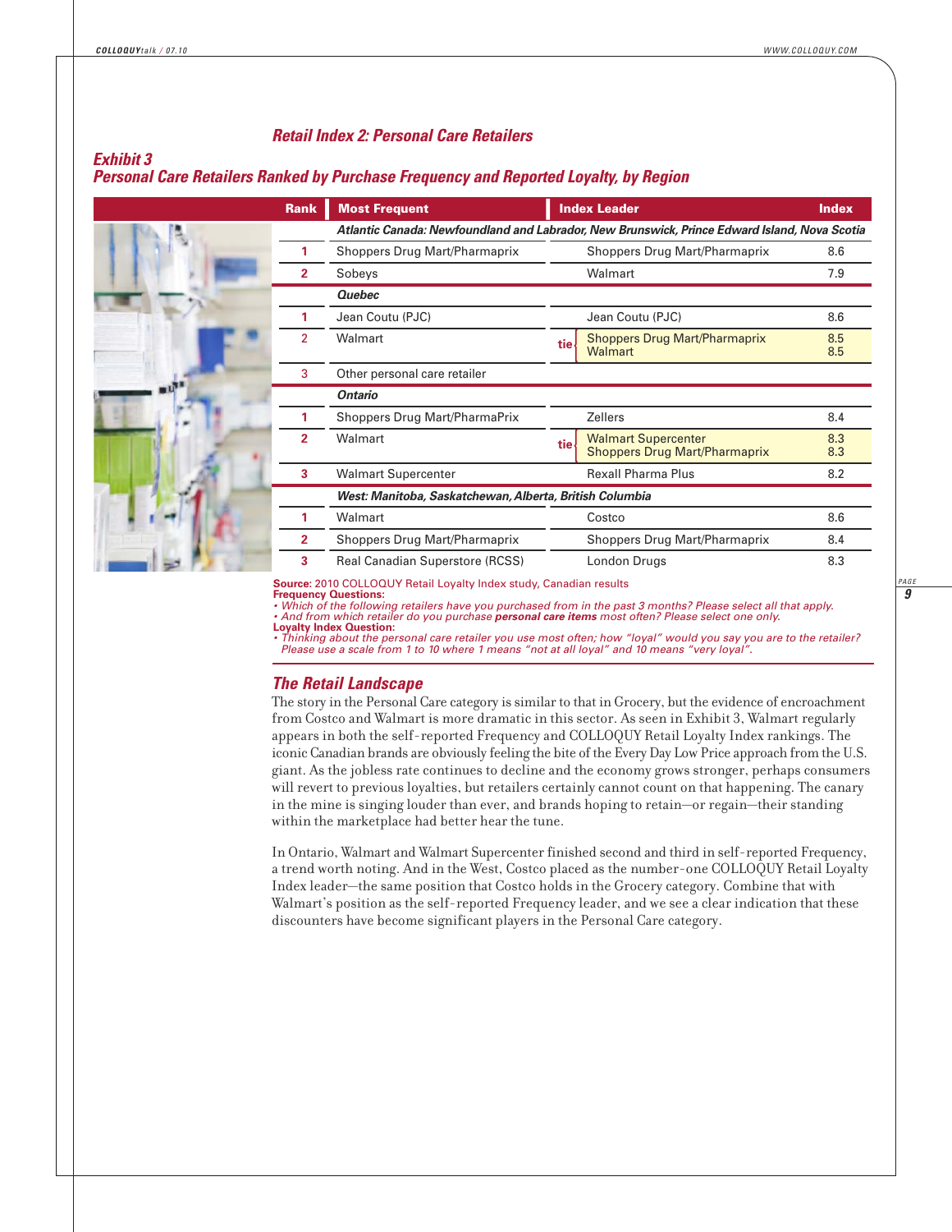## Retail Index 2: Personal Care Retailers

### Exhibit 3
### Personal Care Retailers Ranked by Purchase Frequency and Reported Loyalty, by Region

| Rank | Most Frequent | | Index Leader | Index |
|---|---|---|---|---|
| | ***Atlantic Canada: Newfoundland and Labrador, New Brunswick, Prince Edward Island, Nova Scotia*** | | | |
| 1 | Shoppers Drug Mart/Pharmaprix | | Shoppers Drug Mart/Pharmaprix | 8.6 |
| 2 | Sobeys | | Walmart | 7.9 |
| | ***Quebec*** | | | |
| 1 | Jean Coutu (PJC) | | Jean Coutu (PJC) | 8.6 |
| 2 | Walmart | tie | Shoppers Drug Mart/Pharmaprix<br>Walmart | 8.5<br>8.5 |
| 3 | Other personal care retailer | | | |
| | ***Ontario*** | | | |
| 1 | Shoppers Drug Mart/PharmaPrix | | Zellers | 8.4 |
| 2 | Walmart | tie | Walmart Supercenter<br>Shoppers Drug Mart/Pharmaprix | 8.3<br>8.3 |
| 3 | Walmart Supercenter | | Rexall Pharma Plus | 8.2 |
| | ***West: Manitoba, Saskatchewan, Alberta, British Columbia*** | | | |
| 1 | Walmart | | Costco | 8.6 |
| 2 | Shoppers Drug Mart/Pharmaprix | | Shoppers Drug Mart/Pharmaprix | 8.4 |
| 3 | Real Canadian Superstore (RCSS) | | London Drugs | 8.3 |

**Source:** 2010 COLLOQUY Retail Loyalty Index study, Canadian results
**Frequency Questions:**
- *Which of the following retailers have you purchased from in the past 3 months? Please select all that apply.*
- *And from which retailer do you purchase **personal care items** most often? Please select one only.*

**Loyalty Index Question:**
- *Thinking about the personal care retailer you use most often; how "loyal" would you say you are to the retailer? Please use a scale from 1 to 10 where 1 means "not at all loyal" and 10 means "very loyal".*

### The Retail Landscape

The story in the Personal Care category is similar to that in Grocery, but the evidence of encroachment from Costco and Walmart is more dramatic in this sector. As seen in Exhibit 3, Walmart regularly appears in both the self-reported Frequency and COLLOQUY Retail Loyalty Index rankings. The iconic Canadian brands are obviously feeling the bite of the Every Day Low Price approach from the U.S. giant. As the jobless rate continues to decline and the economy grows stronger, perhaps consumers will revert to previous loyalties, but retailers certainly cannot count on that happening. The canary in the mine is singing louder than ever, and brands hoping to retain—or regain—their standing within the marketplace had better hear the tune.

In Ontario, Walmart and Walmart Supercenter finished second and third in self-reported Frequency, a trend worth noting. And in the West, Costco placed as the number-one COLLOQUY Retail Loyalty Index leader—the same position that Costco holds in the Grocery category. Combine that with Walmart's position as the self-reported Frequency leader, and we see a clear indication that these discounters have become significant players in the Personal Care category.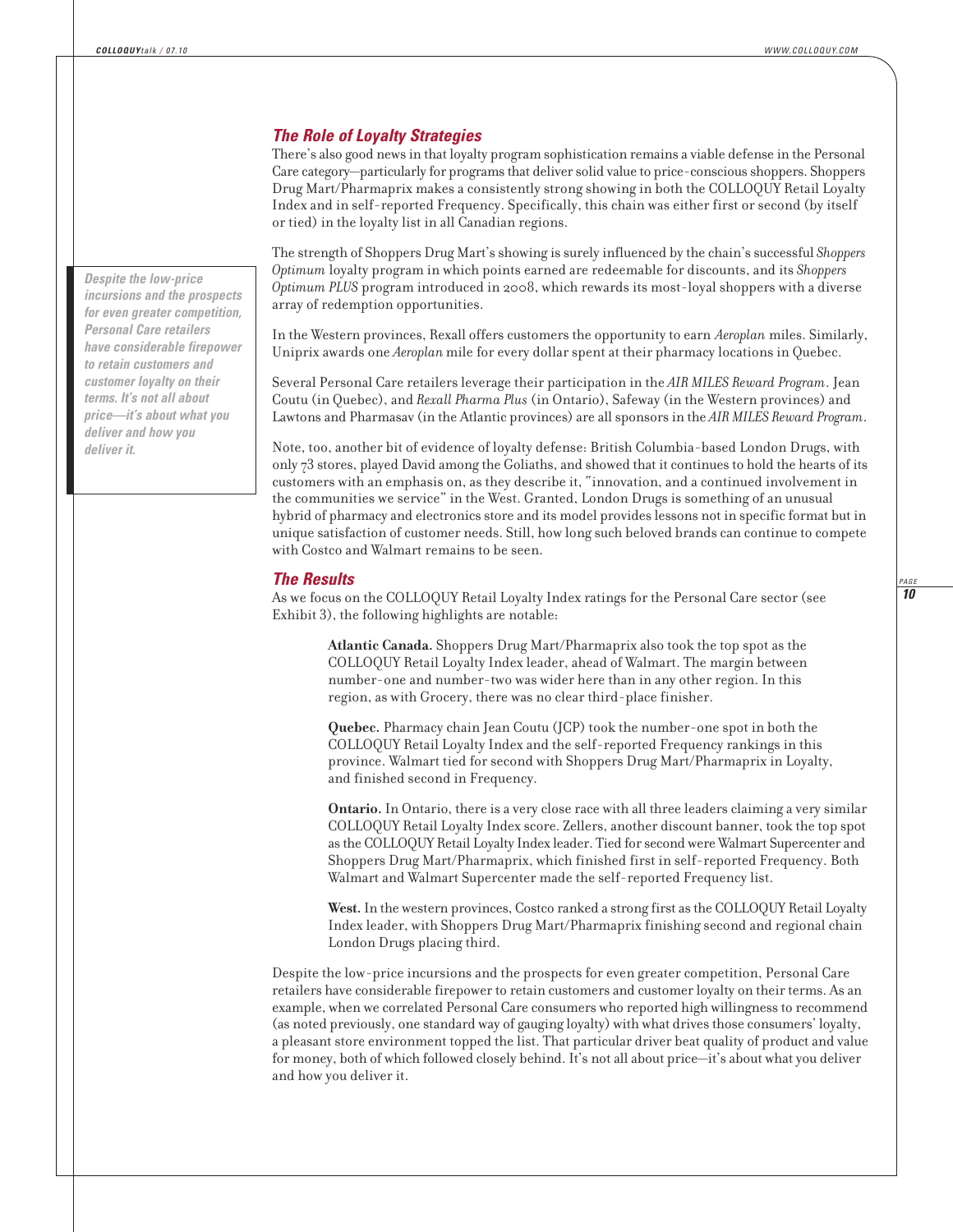### *The Role of Loyalty Strategies*

There's also good news in that loyalty program sophistication remains a viable defense in the Personal Care category—particularly for programs that deliver solid value to price-conscious shoppers. Shoppers Drug Mart/Pharmaprix makes a consistently strong showing in both the COLLOQUY Retail Loyalty Index and in self-reported Frequency. Specifically, this chain was either first or second (by itself or tied) in the loyalty list in all Canadian regions.

The strength of Shoppers Drug Mart's showing is surely influenced by the chain's successful *Shoppers Optimum* loyalty program in which points earned are redeemable for discounts, and its *Shoppers Optimum PLUS* program introduced in 2008, which rewards its most-loyal shoppers with a diverse array of redemption opportunities.

In the Western provinces, Rexall offers customers the opportunity to earn *Aeroplan* miles. Similarly, Uniprix awards one *Aeroplan* mile for every dollar spent at their pharmacy locations in Quebec.

Several Personal Care retailers leverage their participation in the *AIR MILES Reward Program*. Jean Coutu (in Quebec), and *Rexall Pharma Plus* (in Ontario), Safeway (in the Western provinces) and Lawtons and Pharmasav (in the Atlantic provinces) are all sponsors in the *AIR MILES Reward Program*.

Note, too, another bit of evidence of loyalty defense: British Columbia-based London Drugs, with only 73 stores, played David among the Goliaths, and showed that it continues to hold the hearts of its customers with an emphasis on, as they describe it, "innovation, and a continued involvement in the communities we service" in the West. Granted, London Drugs is something of an unusual hybrid of pharmacy and electronics store and its model provides lessons not in specific format but in unique satisfaction of customer needs. Still, how long such beloved brands can continue to compete with Costco and Walmart remains to be seen.

> ***Despite the low-price incursions and the prospects for even greater competition, Personal Care retailers have considerable firepower to retain customers and customer loyalty on their terms. It's not all about price—it's about what you deliver and how you deliver it.***

### *The Results*

As we focus on the COLLOQUY Retail Loyalty Index ratings for the Personal Care sector (see Exhibit 3), the following highlights are notable:

**Atlantic Canada.** Shoppers Drug Mart/Pharmaprix also took the top spot as the COLLOQUY Retail Loyalty Index leader, ahead of Walmart. The margin between number-one and number-two was wider here than in any other region. In this region, as with Grocery, there was no clear third-place finisher.

**Quebec.** Pharmacy chain Jean Coutu (JCP) took the number-one spot in both the COLLOQUY Retail Loyalty Index and the self-reported Frequency rankings in this province. Walmart tied for second with Shoppers Drug Mart/Pharmaprix in Loyalty, and finished second in Frequency.

**Ontario.** In Ontario, there is a very close race with all three leaders claiming a very similar COLLOQUY Retail Loyalty Index score. Zellers, another discount banner, took the top spot as the COLLOQUY Retail Loyalty Index leader. Tied for second were Walmart Supercenter and Shoppers Drug Mart/Pharmaprix, which finished first in self-reported Frequency. Both Walmart and Walmart Supercenter made the self-reported Frequency list.

**West.** In the western provinces, Costco ranked a strong first as the COLLOQUY Retail Loyalty Index leader, with Shoppers Drug Mart/Pharmaprix finishing second and regional chain London Drugs placing third.

Despite the low-price incursions and the prospects for even greater competition, Personal Care retailers have considerable firepower to retain customers and customer loyalty on their terms. As an example, when we correlated Personal Care consumers who reported high willingness to recommend (as noted previously, one standard way of gauging loyalty) with what drives those consumers' loyalty, a pleasant store environment topped the list. That particular driver beat quality of product and value for money, both of which followed closely behind. It's not all about price—it's about what you deliver and how you deliver it.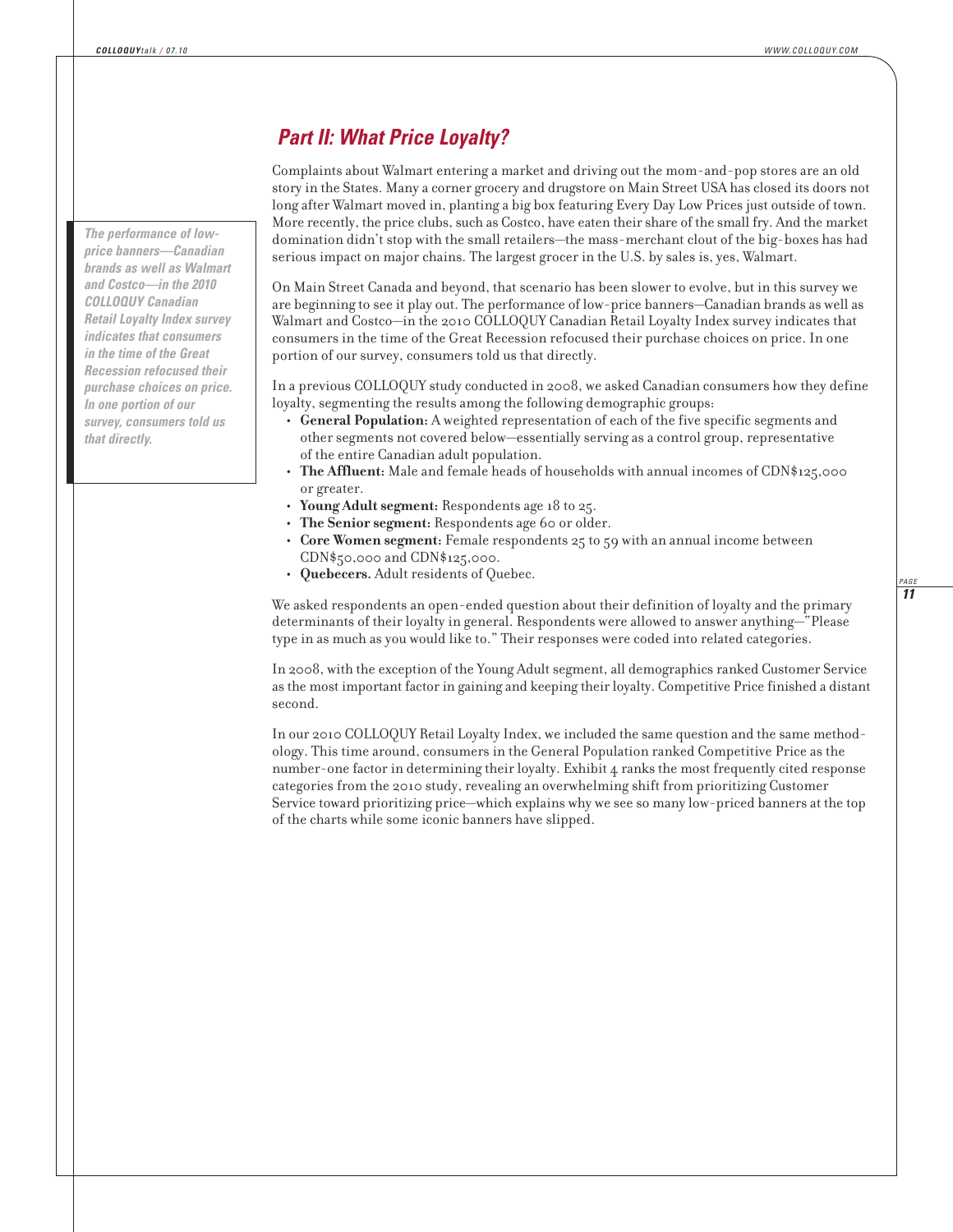## *Part II: What Price Loyalty?*

***The performance of low-price banners—Canadian brands as well as Walmart and Costco—in the 2010 COLLOQUY Canadian Retail Loyalty Index survey indicates that consumers in the time of the Great Recession refocused their purchase choices on price. In one portion of our survey, consumers told us that directly.***

Complaints about Walmart entering a market and driving out the mom-and-pop stores are an old story in the States. Many a corner grocery and drugstore on Main Street USA has closed its doors not long after Walmart moved in, planting a big box featuring Every Day Low Prices just outside of town. More recently, the price clubs, such as Costco, have eaten their share of the small fry. And the market domination didn't stop with the small retailers—the mass-merchant clout of the big-boxes has had serious impact on major chains. The largest grocer in the U.S. by sales is, yes, Walmart.

On Main Street Canada and beyond, that scenario has been slower to evolve, but in this survey we are beginning to see it play out. The performance of low-price banners—Canadian brands as well as Walmart and Costco—in the 2010 COLLOQUY Canadian Retail Loyalty Index survey indicates that consumers in the time of the Great Recession refocused their purchase choices on price. In one portion of our survey, consumers told us that directly.

In a previous COLLOQUY study conducted in 2008, we asked Canadian consumers how they define loyalty, segmenting the results among the following demographic groups:

- **General Population:** A weighted representation of each of the five specific segments and other segments not covered below—essentially serving as a control group, representative of the entire Canadian adult population.
- **The Affluent:** Male and female heads of households with annual incomes of CDN$125,000 or greater.
- **Young Adult segment:** Respondents age 18 to 25.
- **The Senior segment:** Respondents age 60 or older.
- **Core Women segment:** Female respondents 25 to 59 with an annual income between CDN$50,000 and CDN$125,000.
- **Quebecers.** Adult residents of Quebec.

We asked respondents an open-ended question about their definition of loyalty and the primary determinants of their loyalty in general. Respondents were allowed to answer anything—"Please type in as much as you would like to." Their responses were coded into related categories.

In 2008, with the exception of the Young Adult segment, all demographics ranked Customer Service as the most important factor in gaining and keeping their loyalty. Competitive Price finished a distant second.

In our 2010 COLLOQUY Retail Loyalty Index, we included the same question and the same methodology. This time around, consumers in the General Population ranked Competitive Price as the number-one factor in determining their loyalty. Exhibit 4 ranks the most frequently cited response categories from the 2010 study, revealing an overwhelming shift from prioritizing Customer Service toward prioritizing price—which explains why we see so many low-priced banners at the top of the charts while some iconic banners have slipped.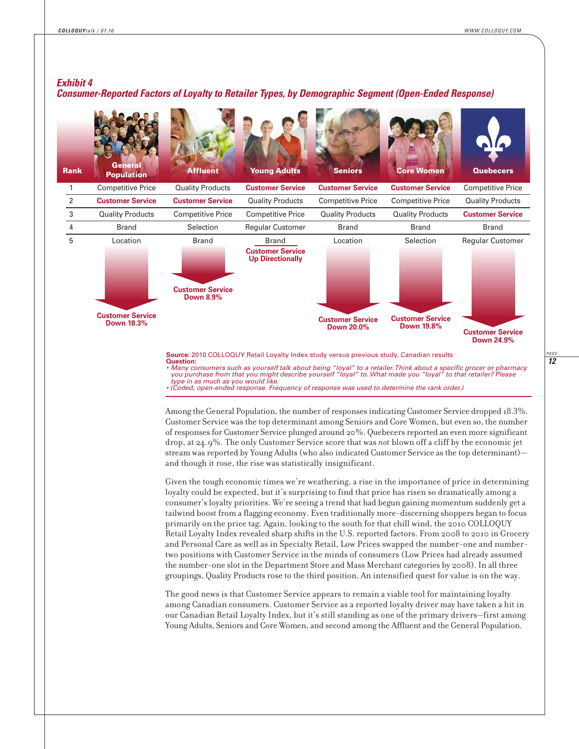## Exhibit 4
## Consumer-Reported Factors of Loyalty to Retailer Types, by Demographic Segment (Open-Ended Response)

| Rank | General Population | Affluent | Young Adults | Seniors | Core Women | Quebecers |
|---|---|---|---|---|---|---|
| 1 | Competitive Price | Quality Products | **Customer Service** | **Customer Service** | **Customer Service** | Competitive Price |
| 2 | **Customer Service** | **Customer Service** | Quality Products | Competitive Price | Competitive Price | Quality Products |
| 3 | Quality Products | Competitive Price | Competitive Price | Quality Products | Quality Products | **Customer Service** |
| 4 | Brand | Selection | Regular Customer | Brand | Brand | Brand |
| 5 | Location | Brand | Brand | Location | Selection | Regular Customer |
| | **Customer Service Down 18.3%** | **Customer Service Down 8.9%** | **Customer Service Up Directionally** | **Customer Service Down 20.0%** | **Customer Service Down 19.8%** | **Customer Service Down 24.9%** |

**Source:** 2010 COLLOQUY Retail Loyalty Index study versus previous study, Canadian results
**Question:**
- *Many consumers such as yourself talk about being "loyal" to a retailer. Think about a specific grocer or pharmacy you purchase from that you might describe yourself "loyal" to. What made you "loyal" to that retailer? Please type in as much as you would like.*
- *(Coded, open-ended response. Frequency of response was used to determine the rank order.)*

Among the General Population, the number of responses indicating Customer Service dropped 18.3%. Customer Service was the top determinant among Seniors and Core Women, but even so, the number of responses for Customer Service plunged around 20%. Quebecers reported an even more significant drop, at 24.9%. The only Customer Service score that was *not* blown off a cliff by the economic jet stream was reported by Young Adults (who also indicated Customer Service as the top determinant)—and though it rose, the rise was statistically insignificant.

Given the tough economic times we're weathering, a rise in the importance of price in determining loyalty could be expected, but it's surprising to find that price has risen so dramatically among a consumer's loyalty priorities. We're seeing a trend that had begun gaining momentum suddenly get a tailwind boost from a flagging economy. Even traditionally more-discerning shoppers began to focus primarily on the price tag. Again, looking to the south for that chill wind, the 2010 COLLOQUY Retail Loyalty Index revealed sharp shifts in the U.S. reported factors. From 2008 to 2010 in Grocery and Personal Care as well as in Specialty Retail, Low Prices swapped the number-one and number-two positions with Customer Service in the minds of consumers (Low Prices had already assumed the number-one slot in the Department Store and Mass Merchant categories by 2008). In all three groupings, Quality Products rose to the third position. An intensified quest for value is on the way.

The good news is that Customer Service appears to remain a viable tool for maintaining loyalty among Canadian consumers. Customer Service as a reported loyalty driver may have taken a hit in our Canadian Retail Loyalty Index, but it's still standing as one of the primary drivers—first among Young Adults, Seniors and Core Women, and second among the Affluent and the General Population.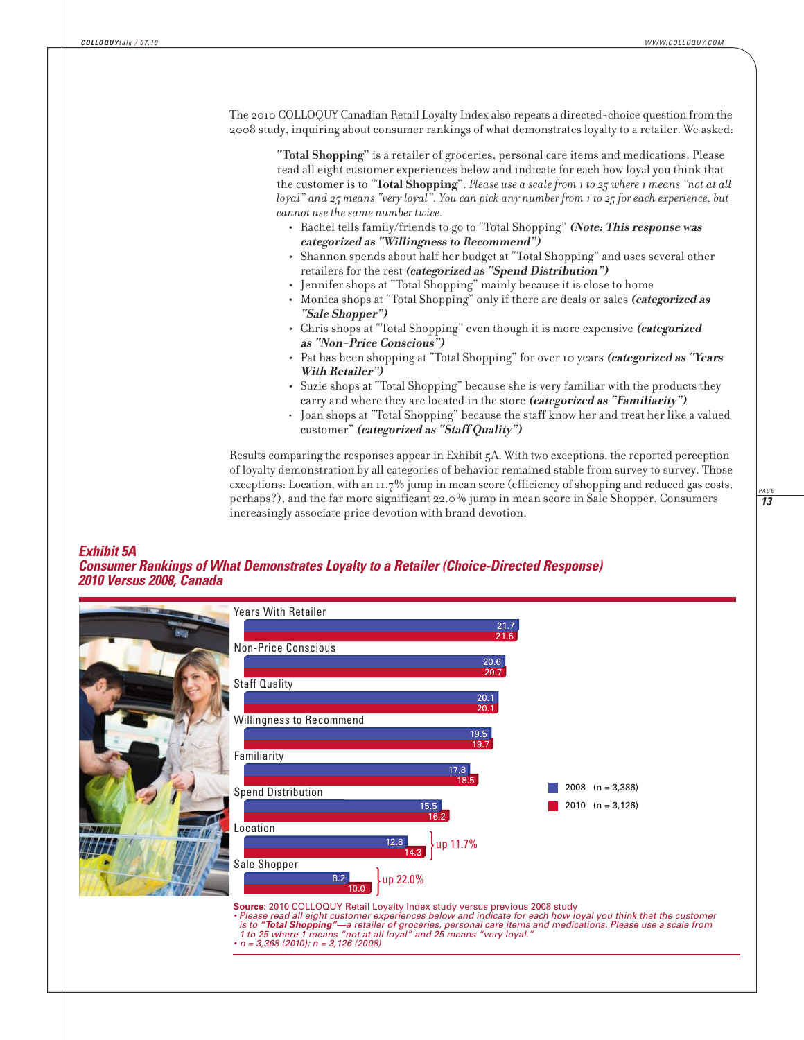The 2010 COLLOQUY Canadian Retail Loyalty Index also repeats a directed-choice question from the 2008 study, inquiring about consumer rankings of what demonstrates loyalty to a retailer. We asked:

> **"Total Shopping"** is a retailer of groceries, personal care items and medications. Please read all eight customer experiences below and indicate for each how loyal you think that the customer is to **"Total Shopping"**. *Please use a scale from 1 to 25 where 1 means "not at all loyal" and 25 means "very loyal". You can pick any number from 1 to 25 for each experience, but cannot use the same number twice.*
>
> - Rachel tells family/friends to go to "Total Shopping" ***(Note: This response was categorized as "Willingness to Recommend")***
> - Shannon spends about half her budget at "Total Shopping" and uses several other retailers for the rest ***(categorized as "Spend Distribution")***
> - Jennifer shops at "Total Shopping" mainly because it is close to home
> - Monica shops at "Total Shopping" only if there are deals or sales ***(categorized as "Sale Shopper")***
> - Chris shops at "Total Shopping" even though it is more expensive ***(categorized as "Non-Price Conscious")***
> - Pat has been shopping at "Total Shopping" for over 10 years ***(categorized as "Years With Retailer")***
> - Suzie shops at "Total Shopping" because she is very familiar with the products they carry and where they are located in the store ***(categorized as "Familiarity")***
> - Joan shops at "Total Shopping" because the staff know her and treat her like a valued customer" ***(categorized as "Staff Quality")***

Results comparing the responses appear in Exhibit 5A. With two exceptions, the reported perception of loyalty demonstration by all categories of behavior remained stable from survey to survey. Those exceptions: Location, with an 11.7% jump in mean score (efficiency of shopping and reduced gas costs, perhaps?), and the far more significant 22.0% jump in mean score in Sale Shopper. Consumers increasingly associate price devotion with brand devotion.

### *Exhibit 5A*
### *Consumer Rankings of What Demonstrates Loyalty to a Retailer (Choice-Directed Response) 2010 Versus 2008, Canada*

| Category | 2008 (n = 3,386) | 2010 (n = 3,126) | Change |
|---|---|---|---|
| Years With Retailer | 21.7 | 21.6 | |
| Non-Price Conscious | 20.6 | 20.7 | |
| Staff Quality | 20.1 | 20.1 | |
| Willingness to Recommend | 19.5 | 19.7 | |
| Familiarity | 17.8 | 18.5 | |
| Spend Distribution | 15.5 | 16.2 | |
| Location | 12.8 | 14.3 | up 11.7% |
| Sale Shopper | 8.2 | 10.0 | up 22.0% |

**Source:** 2010 COLLOQUY Retail Loyalty Index study versus previous 2008 study
*• Please read all eight customer experiences below and indicate for each how loyal you think that the customer is to **"Total Shopping"**—a retailer of groceries, personal care items and medications. Please use a scale from 1 to 25 where 1 means "not at all loyal" and 25 means "very loyal."*
*• n = 3,368 (2010); n = 3,126 (2008)*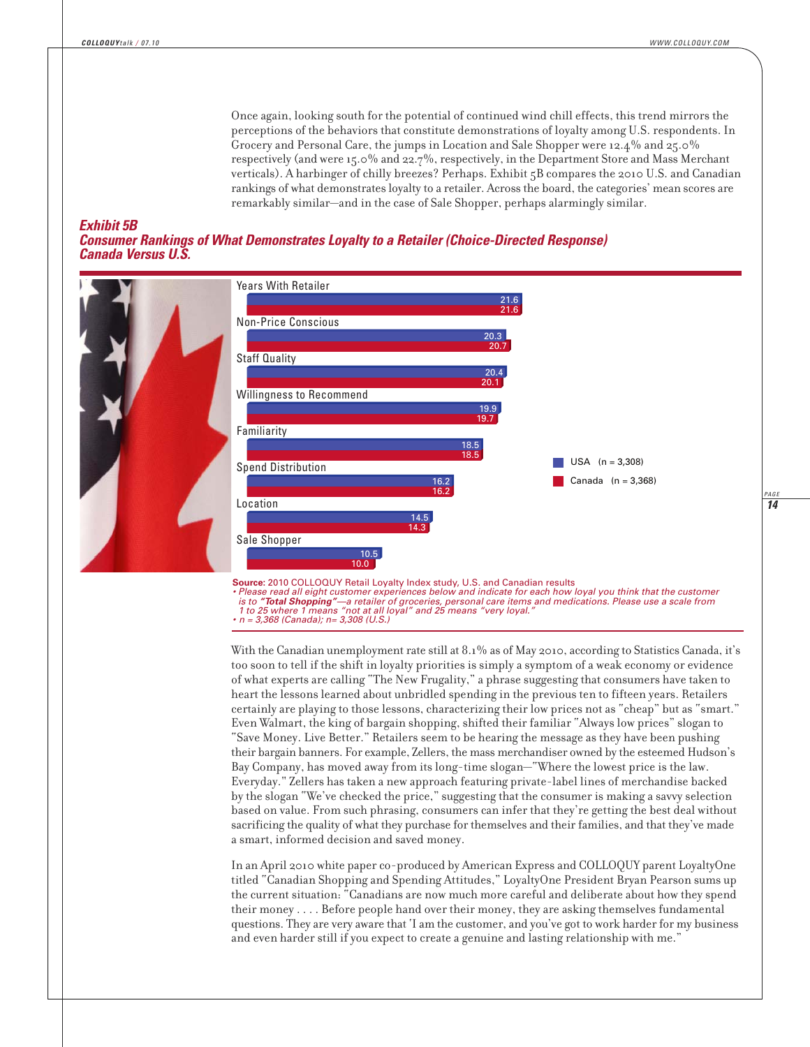Once again, looking south for the potential of continued wind chill effects, this trend mirrors the perceptions of the behaviors that constitute demonstrations of loyalty among U.S. respondents. In Grocery and Personal Care, the jumps in Location and Sale Shopper were 12.4% and 25.0% respectively (and were 15.0% and 22.7%, respectively, in the Department Store and Mass Merchant verticals). A harbinger of chilly breezes? Perhaps. Exhibit 5B compares the 2010 U.S. and Canadian rankings of what demonstrates loyalty to a retailer. Across the board, the categories' mean scores are remarkably similar—and in the case of Sale Shopper, perhaps alarmingly similar.

***Exhibit 5B***
***Consumer Rankings of What Demonstrates Loyalty to a Retailer (Choice-Directed Response) Canada Versus U.S.***

| | USA (n = 3,308) | Canada (n = 3,368) |
|---|---|---|
| Years With Retailer | 21.6 | 21.6 |
| Non-Price Conscious | 20.3 | 20.7 |
| Staff Quality | 20.4 | 20.1 |
| Willingness to Recommend | 19.9 | 19.7 |
| Familiarity | 18.5 | 18.5 |
| Spend Distribution | 16.2 | 16.2 |
| Location | 14.5 | 14.3 |
| Sale Shopper | 10.5 | 10.0 |

**Source:** 2010 COLLOQUY Retail Loyalty Index study, U.S. and Canadian results
*• Please read all eight customer experiences below and indicate for each how loyal you think that the customer is to* ***"Total Shopping"****—a retailer of groceries, personal care items and medications. Please use a scale from 1 to 25 where 1 means "not at all loyal" and 25 means "very loyal."*
*• n = 3,368 (Canada); n= 3,308 (U.S.)*

With the Canadian unemployment rate still at 8.1% as of May 2010, according to Statistics Canada, it's too soon to tell if the shift in loyalty priorities is simply a symptom of a weak economy or evidence of what experts are calling "The New Frugality," a phrase suggesting that consumers have taken to heart the lessons learned about unbridled spending in the previous ten to fifteen years. Retailers certainly are playing to those lessons, characterizing their low prices not as "cheap" but as "smart." Even Walmart, the king of bargain shopping, shifted their familiar "Always low prices" slogan to "Save Money. Live Better." Retailers seem to be hearing the message as they have been pushing their bargain banners. For example, Zellers, the mass merchandiser owned by the esteemed Hudson's Bay Company, has moved away from its long-time slogan—"Where the lowest price is the law. Everyday." Zellers has taken a new approach featuring private-label lines of merchandise backed by the slogan "We've checked the price," suggesting that the consumer is making a savvy selection based on value. From such phrasing, consumers can infer that they're getting the best deal without sacrificing the quality of what they purchase for themselves and their families, and that they've made a smart, informed decision and saved money.

In an April 2010 white paper co-produced by American Express and COLLOQUY parent LoyaltyOne titled "Canadian Shopping and Spending Attitudes," LoyaltyOne President Bryan Pearson sums up the current situation: "Canadians are now much more careful and deliberate about how they spend their money . . . . Before people hand over their money, they are asking themselves fundamental questions. They are very aware that 'I am the customer, and you've got to work harder for my business and even harder still if you expect to create a genuine and lasting relationship with me.'"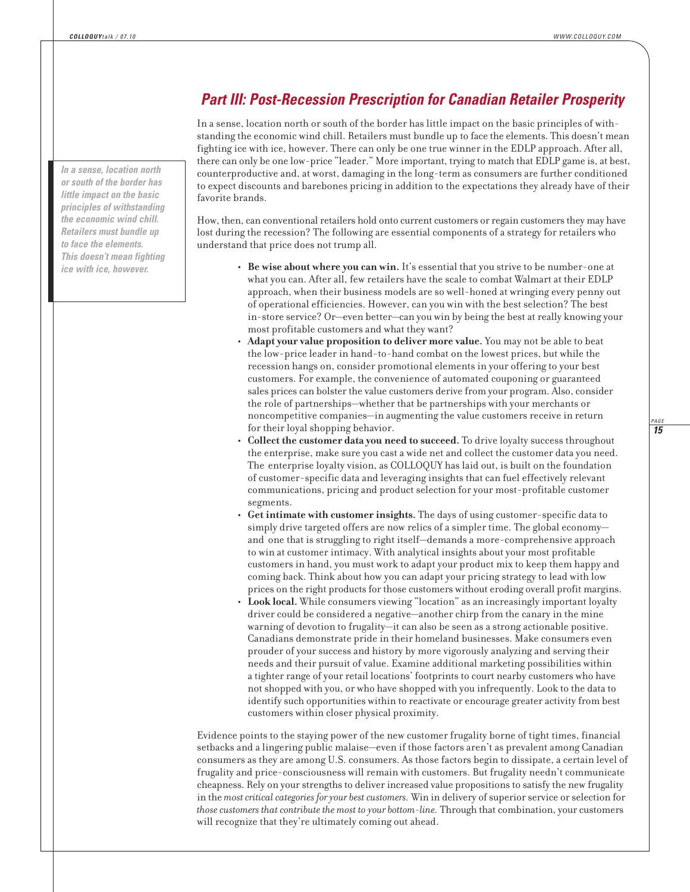## *Part III: Post-Recession Prescription for Canadian Retailer Prosperity*

*In a sense, location north or south of the border has little impact on the basic principles of withstanding the economic wind chill. Retailers must bundle up to face the elements. This doesn't mean fighting ice with ice, however.*

In a sense, location north or south of the border has little impact on the basic principles of withstanding the economic wind chill. Retailers must bundle up to face the elements. This doesn't mean fighting ice with ice, however. There can only be one true winner in the EDLP approach. After all, there can only be one low-price "leader." More important, trying to match that EDLP game is, at best, counterproductive and, at worst, damaging in the long-term as consumers are further conditioned to expect discounts and barebones pricing in addition to the expectations they already have of their favorite brands.

How, then, can conventional retailers hold onto current customers or regain customers they may have lost during the recession? The following are essential components of a strategy for retailers who understand that price does not trump all.

- **Be wise about where you can win.** It's essential that you strive to be number-one at what you can. After all, few retailers have the scale to combat Walmart at their EDLP approach, when their business models are so well-honed at wringing every penny out of operational efficiencies. However, can you win with the best selection? The best in-store service? Or—even better—can you win by being the best at really knowing your most profitable customers and what they want?
- **Adapt your value proposition to deliver more value.** You may not be able to beat the low-price leader in hand-to-hand combat on the lowest prices, but while the recession hangs on, consider promotional elements in your offering to your best customers. For example, the convenience of automated couponing or guaranteed sales prices can bolster the value customers derive from your program. Also, consider the role of partnerships—whether that be partnerships with your merchants or noncompetitive companies—in augmenting the value customers receive in return for their loyal shopping behavior.
- **Collect the customer data you need to succeed.** To drive loyalty success throughout the enterprise, make sure you cast a wide net and collect the customer data you need. The enterprise loyalty vision, as COLLOQUY has laid out, is built on the foundation of customer-specific data and leveraging insights that can fuel effectively relevant communications, pricing and product selection for your most-profitable customer segments.
- **Get intimate with customer insights.** The days of using customer-specific data to simply drive targeted offers are now relics of a simpler time. The global economy—and one that is struggling to right itself—demands a more-comprehensive approach to win at customer intimacy. With analytical insights about your most profitable customers in hand, you must work to adapt your product mix to keep them happy and coming back. Think about how you can adapt your pricing strategy to lead with low prices on the right products for those customers without eroding overall profit margins.
- **Look local.** While consumers viewing "location" as an increasingly important loyalty driver could be considered a negative—another chirp from the canary in the mine warning of devotion to frugality—it can also be seen as a strong actionable positive. Canadians demonstrate pride in their homeland businesses. Make consumers even prouder of your success and history by more vigorously analyzing and serving their needs and their pursuit of value. Examine additional marketing possibilities within a tighter range of your retail locations' footprints to court nearby customers who have not shopped with you, or who have shopped with you infrequently. Look to the data to identify such opportunities within to reactivate or encourage greater activity from best customers within closer physical proximity.

Evidence points to the staying power of the new customer frugality borne of tight times, financial setbacks and a lingering public malaise—even if those factors aren't as prevalent among Canadian consumers as they are among U.S. consumers. As those factors begin to dissipate, a certain level of frugality and price-consciousness will remain with customers. But frugality needn't communicate cheapness. Rely on your strengths to deliver increased value propositions to satisfy the new frugality in the *most critical categories for your best customers.* Win in delivery of superior service or selection for *those customers that contribute the most to your bottom-line.* Through that combination, your customers will recognize that they're ultimately coming out ahead.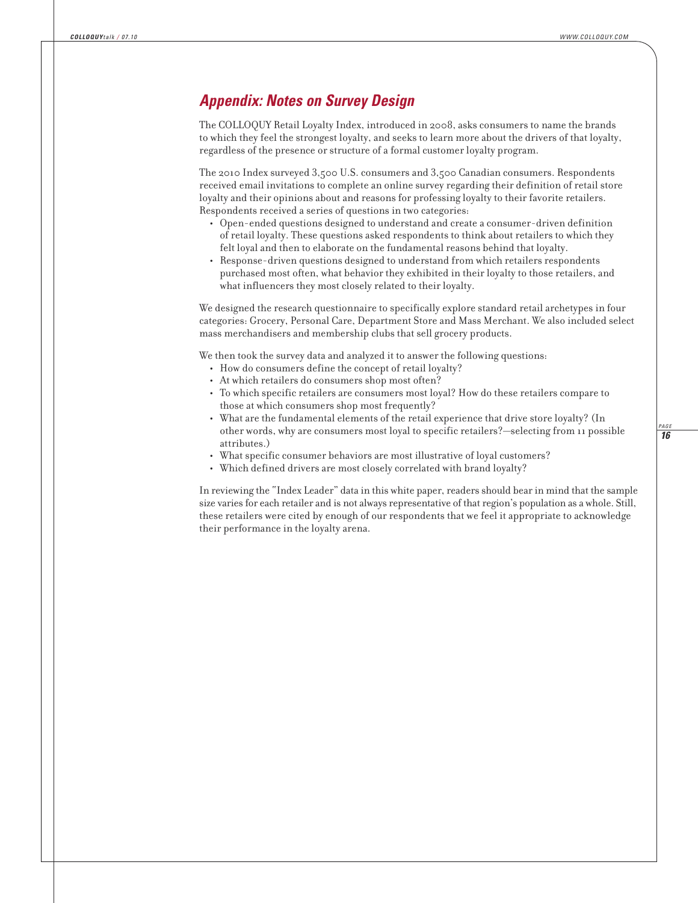## *Appendix: Notes on Survey Design*

The COLLOQUY Retail Loyalty Index, introduced in 2008, asks consumers to name the brands to which they feel the strongest loyalty, and seeks to learn more about the drivers of that loyalty, regardless of the presence or structure of a formal customer loyalty program.

The 2010 Index surveyed 3,500 U.S. consumers and 3,500 Canadian consumers. Respondents received email invitations to complete an online survey regarding their definition of retail store loyalty and their opinions about and reasons for professing loyalty to their favorite retailers. Respondents received a series of questions in two categories:

- Open-ended questions designed to understand and create a consumer-driven definition of retail loyalty. These questions asked respondents to think about retailers to which they felt loyal and then to elaborate on the fundamental reasons behind that loyalty.
- Response-driven questions designed to understand from which retailers respondents purchased most often, what behavior they exhibited in their loyalty to those retailers, and what influencers they most closely related to their loyalty.

We designed the research questionnaire to specifically explore standard retail archetypes in four categories: Grocery, Personal Care, Department Store and Mass Merchant. We also included select mass merchandisers and membership clubs that sell grocery products.

We then took the survey data and analyzed it to answer the following questions:

- How do consumers define the concept of retail loyalty?
- At which retailers do consumers shop most often?
- To which specific retailers are consumers most loyal? How do these retailers compare to those at which consumers shop most frequently?
- What are the fundamental elements of the retail experience that drive store loyalty? (In other words, why are consumers most loyal to specific retailers?—selecting from 11 possible attributes.)
- What specific consumer behaviors are most illustrative of loyal customers?
- Which defined drivers are most closely correlated with brand loyalty?

In reviewing the "Index Leader" data in this white paper, readers should bear in mind that the sample size varies for each retailer and is not always representative of that region's population as a whole. Still, these retailers were cited by enough of our respondents that we feel it appropriate to acknowledge their performance in the loyalty arena.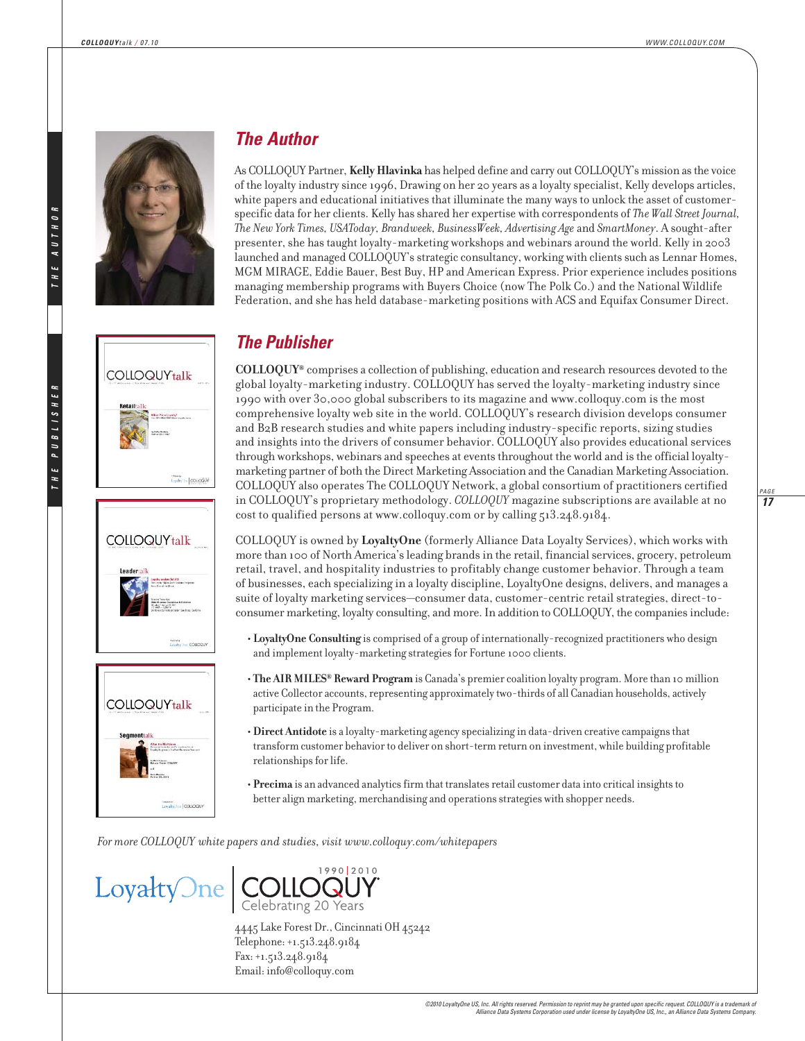## The Author

As COLLOQUY Partner, **Kelly Hlavinka** has helped define and carry out COLLOQUY's mission as the voice of the loyalty industry since 1996, Drawing on her 20 years as a loyalty specialist, Kelly develops articles, white papers and educational initiatives that illuminate the many ways to unlock the asset of customer-specific data for her clients. Kelly has shared her expertise with correspondents of *The Wall Street Journal*, *The New York Times*, *USAToday*, *Brandweek*, *BusinessWeek*, *Advertising Age* and *SmartMoney*. A sought-after presenter, she has taught loyalty-marketing workshops and webinars around the world. Kelly in 2003 launched and managed COLLOQUY's strategic consultancy, working with clients such as Lennar Homes, MGM MIRAGE, Eddie Bauer, Best Buy, HP and American Express. Prior experience includes positions managing membership programs with Buyers Choice (now The Polk Co.) and the National Wildlife Federation, and she has held database-marketing positions with ACS and Equifax Consumer Direct.

## The Publisher

**COLLOQUY®** comprises a collection of publishing, education and research resources devoted to the global loyalty-marketing industry. COLLOQUY has served the loyalty-marketing industry since 1990 with over 30,000 global subscribers to its magazine and www.colloquy.com is the most comprehensive loyalty web site in the world. COLLOQUY's research division develops consumer and B2B research studies and white papers including industry-specific reports, sizing studies and insights into the drivers of consumer behavior. COLLOQUY also provides educational services through workshops, webinars and speeches at events throughout the world and is the official loyalty-marketing partner of both the Direct Marketing Association and the Canadian Marketing Association. COLLOQUY also operates The COLLOQUY Network, a global consortium of practitioners certified in COLLOQUY's proprietary methodology. *COLLOQUY* magazine subscriptions are available at no cost to qualified persons at www.colloquy.com or by calling 513.248.9184.

COLLOQUY is owned by **LoyaltyOne** (formerly Alliance Data Loyalty Services), which works with more than 100 of North America's leading brands in the retail, financial services, grocery, petroleum retail, travel, and hospitality industries to profitably change customer behavior. Through a team of businesses, each specializing in a loyalty discipline, LoyaltyOne designs, delivers, and manages a suite of loyalty marketing services—consumer data, customer-centric retail strategies, direct-to-consumer marketing, loyalty consulting, and more. In addition to COLLOQUY, the companies include:

- **LoyaltyOne Consulting** is comprised of a group of internationally-recognized practitioners who design and implement loyalty-marketing strategies for Fortune 1000 clients.
- **The AIR MILES® Reward Program** is Canada's premier coalition loyalty program. More than 10 million active Collector accounts, representing approximately two-thirds of all Canadian households, actively participate in the Program.
- **Direct Antidote** is a loyalty-marketing agency specializing in data-driven creative campaigns that transform customer behavior to deliver on short-term return on investment, while building profitable relationships for life.
- **Precima** is an advanced analytics firm that translates retail customer data into critical insights to better align marketing, merchandising and operations strategies with shopper needs.

*For more COLLOQUY white papers and studies, visit www.colloquy.com/whitepapers*

LoyaltyOne | COLLOQUY 1990|2010 Celebrating 20 Years

4445 Lake Forest Dr., Cincinnati OH 45242
Telephone: +1.513.248.9184
Fax: +1.513.248.9184
Email: info@colloquy.com

©2010 LoyaltyOne US, Inc. All rights reserved. Permission to reprint may be granted upon specific request. COLLOQUY is a trademark of Alliance Data Systems Corporation used under license by LoyaltyOne US, Inc., an Alliance Data Systems Company.